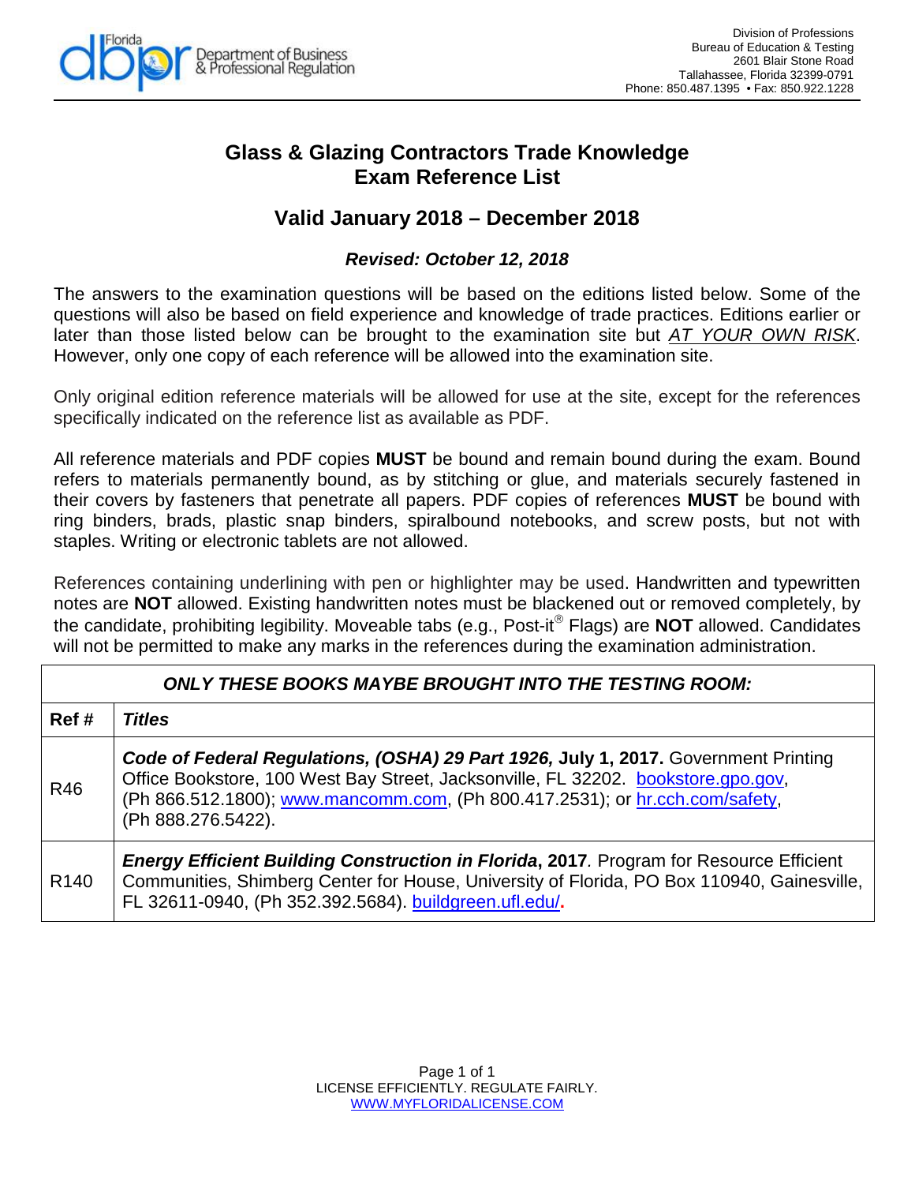Florida Department of Business & Professional Regulation

Division of Professions
Bureau of Education & Testing
2601 Blair Stone Road
Tallahassee, Florida 32399-0791
Phone: 850.487.1395 • Fax: 850.922.1228

# Glass & Glazing Contractors Trade Knowledge Exam Reference List

## Valid January 2018 – December 2018

***Revised: October 12, 2018***

The answers to the examination questions will be based on the editions listed below. Some of the questions will also be based on field experience and knowledge of trade practices. Editions earlier or later than those listed below can be brought to the examination site but *AT YOUR OWN RISK*. However, only one copy of each reference will be allowed into the examination site.

Only original edition reference materials will be allowed for use at the site, except for the references specifically indicated on the reference list as available as PDF.

All reference materials and PDF copies **MUST** be bound and remain bound during the exam. Bound refers to materials permanently bound, as by stitching or glue, and materials securely fastened in their covers by fasteners that penetrate all papers. PDF copies of references **MUST** be bound with ring binders, brads, plastic snap binders, spiralbound notebooks, and screw posts, but not with staples. Writing or electronic tablets are not allowed.

References containing underlining with pen or highlighter may be used. Handwritten and typewritten notes are **NOT** allowed. Existing handwritten notes must be blackened out or removed completely, by the candidate, prohibiting legibility. Moveable tabs (e.g., Post-it® Flags) are **NOT** allowed. Candidates will not be permitted to make any marks in the references during the examination administration.

***ONLY THESE BOOKS MAYBE BROUGHT INTO THE TESTING ROOM:***

| Ref # | *Titles* |
|---|---|
| R46 | ***Code of Federal Regulations, (OSHA) 29 Part 1926,* July 1, 2017.** Government Printing Office Bookstore, 100 West Bay Street, Jacksonville, FL 32202. bookstore.gpo.gov, (Ph 866.512.1800); www.mancomm.com, (Ph 800.417.2531); or hr.cch.com/safety, (Ph 888.276.5422). |
| R140 | ***Energy Efficient Building Construction in Florida*, 2017**. Program for Resource Efficient Communities, Shimberg Center for House, University of Florida, PO Box 110940, Gainesville, FL 32611-0940, (Ph 352.392.5684). buildgreen.ufl.edu/. |

LICENSE EFFICIENTLY. REGULATE FAIRLY.
WWW.MYFLORIDALICENSE.COM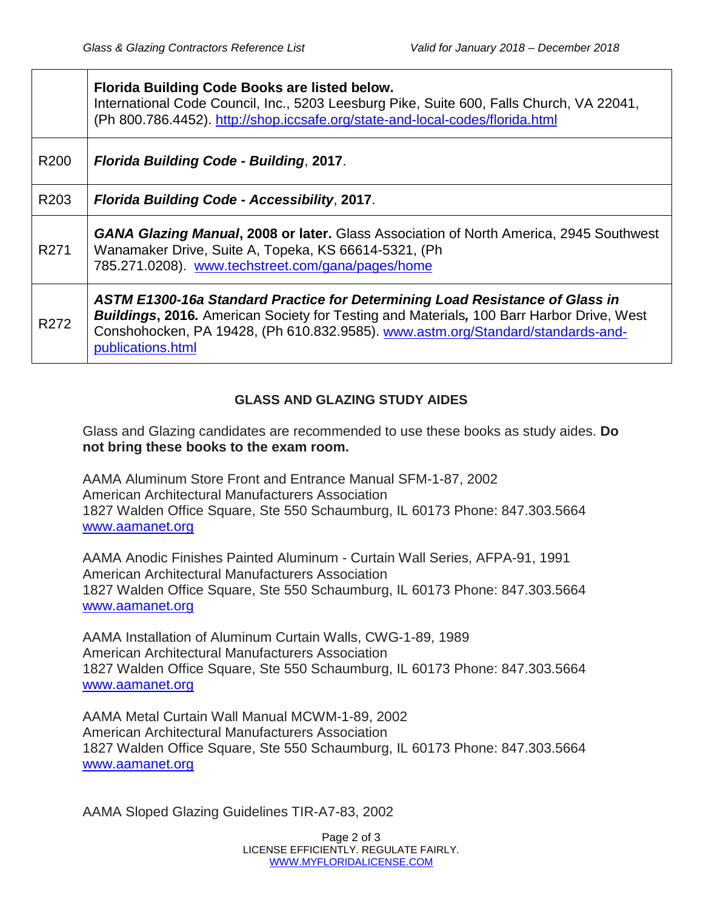| | |
|---|---|
| | **Florida Building Code Books are listed below.** International Code Council, Inc., 5203 Leesburg Pike, Suite 600, Falls Church, VA 22041, (Ph 800.786.4452). http://shop.iccsafe.org/state-and-local-codes/florida.html |
| R200 | ***Florida Building Code - Building*, 2017**. |
| R203 | ***Florida Building Code - Accessibility*, 2017**. |
| R271 | ***GANA Glazing Manual*, 2008 or later.** Glass Association of North America, 2945 Southwest Wanamaker Drive, Suite A, Topeka, KS 66614-5321, (Ph 785.271.0208). www.techstreet.com/gana/pages/home |
| R272 | ***ASTM E1300-16a Standard Practice for Determining Load Resistance of Glass in Buildings*, 2016.** American Society for Testing and Materials, 100 Barr Harbor Drive, West Conshohocken, PA 19428, (Ph 610.832.9585). www.astm.org/Standard/standards-and-publications.html |

## GLASS AND GLAZING STUDY AIDES

Glass and Glazing candidates are recommended to use these books as study aides. **Do not bring these books to the exam room.**

AAMA Aluminum Store Front and Entrance Manual SFM-1-87, 2002
American Architectural Manufacturers Association
1827 Walden Office Square, Ste 550 Schaumburg, IL 60173 Phone: 847.303.5664
www.aamanet.org

AAMA Anodic Finishes Painted Aluminum - Curtain Wall Series, AFPA-91, 1991
American Architectural Manufacturers Association
1827 Walden Office Square, Ste 550 Schaumburg, IL 60173 Phone: 847.303.5664
www.aamanet.org

AAMA Installation of Aluminum Curtain Walls, CWG-1-89, 1989
American Architectural Manufacturers Association
1827 Walden Office Square, Ste 550 Schaumburg, IL 60173 Phone: 847.303.5664
www.aamanet.org

AAMA Metal Curtain Wall Manual MCWM-1-89, 2002
American Architectural Manufacturers Association
1827 Walden Office Square, Ste 550 Schaumburg, IL 60173 Phone: 847.303.5664
www.aamanet.org

AAMA Sloped Glazing Guidelines TIR-A7-83, 2002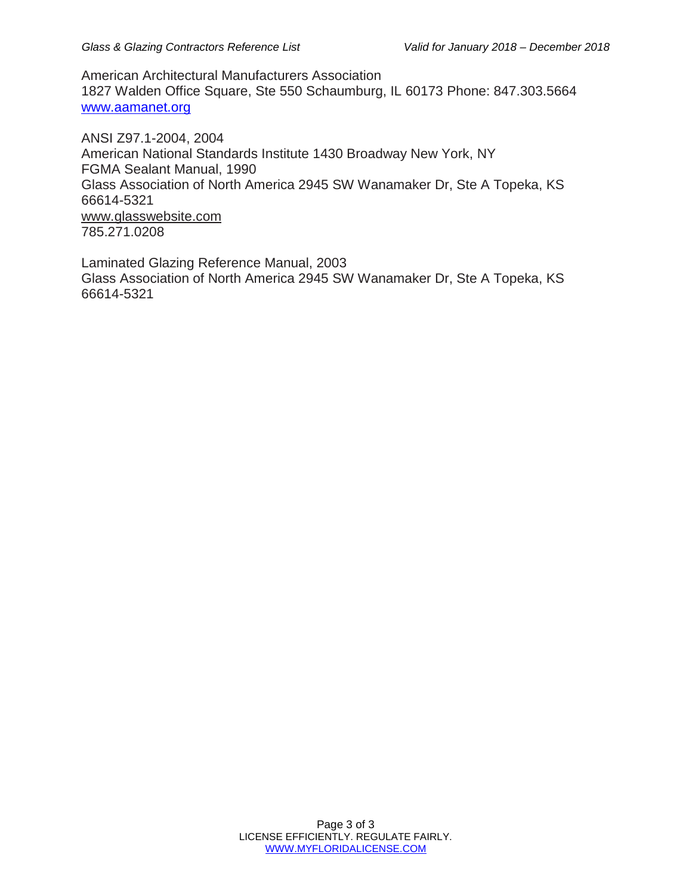American Architectural Manufacturers Association
1827 Walden Office Square, Ste 550 Schaumburg, IL 60173 Phone: 847.303.5664
www.aamanet.org

ANSI Z97.1-2004, 2004
American National Standards Institute 1430 Broadway New York, NY
FGMA Sealant Manual, 1990
Glass Association of North America 2945 SW Wanamaker Dr, Ste A Topeka, KS 66614-5321
www.glasswebsite.com
785.271.0208

Laminated Glazing Reference Manual, 2003
Glass Association of North America 2945 SW Wanamaker Dr, Ste A Topeka, KS 66614-5321